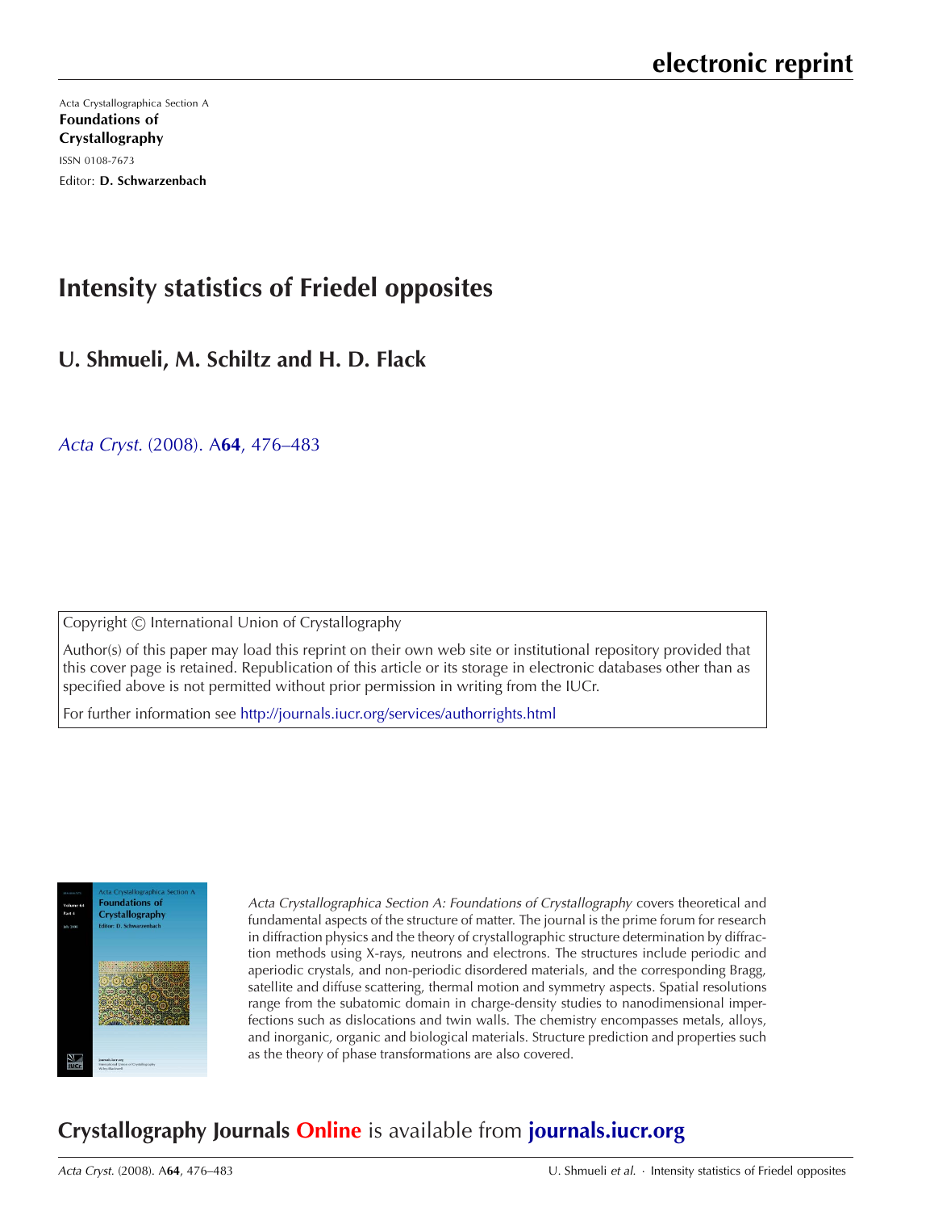electronic reprint

Acta Crystallographica Section A

**Foundations of Crystallography**

ISSN 0108-7673

Editor: **D. Schwarzenbach**

# Intensity statistics of Friedel opposites

## U. Shmueli, M. Schiltz and H. D. Flack

*Acta Cryst.* (2008). A**64**, 476–483

Copyright © International Union of Crystallography

Author(s) of this paper may load this reprint on their own web site or institutional repository provided that this cover page is retained. Republication of this article or its storage in electronic databases other than as specified above is not permitted without prior permission in writing from the IUCr.

For further information see http://journals.iucr.org/services/authorrights.html

*Acta Crystallographica Section A: Foundations of Crystallography* covers theoretical and fundamental aspects of the structure of matter. The journal is the prime forum for research in diffraction physics and the theory of crystallographic structure determination by diffraction methods using X-rays, neutrons and electrons. The structures include periodic and aperiodic crystals, and non-periodic disordered materials, and the corresponding Bragg, satellite and diffuse scattering, thermal motion and symmetry aspects. Spatial resolutions range from the subatomic domain in charge-density studies to nanodimensional imperfections such as dislocations and twin walls. The chemistry encompasses metals, alloys, and inorganic, organic and biological materials. Structure prediction and properties such as the theory of phase transformations are also covered.

## Crystallography Journals Online is available from journals.iucr.org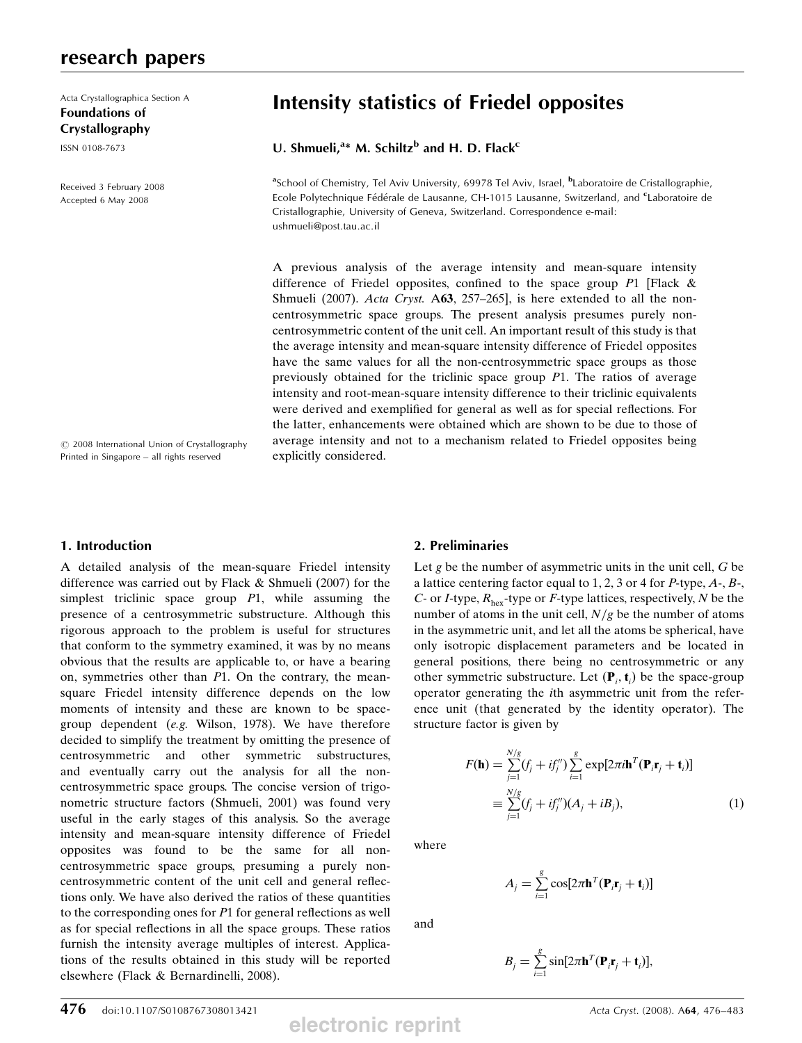## Intensity statistics of Friedel opposites

**U. Shmueli,[a]* M. Schiltz[b] and H. D. Flack[c]**

[a]School of Chemistry, Tel Aviv University, 69978 Tel Aviv, Israel, [b]Laboratoire de Cristallographie, Ecole Polytechnique Fédérale de Lausanne, CH-1015 Lausanne, Switzerland, and [c]Laboratoire de Cristallographie, University of Geneva, Switzerland. Correspondence e-mail: ushmueli@post.tau.ac.il

Acta Crystallographica Section A
**Foundations of Crystallography**
ISSN 0108-7673

Received 3 February 2008
Accepted 6 May 2008

© 2008 International Union of Crystallography
Printed in Singapore – all rights reserved

A previous analysis of the average intensity and mean-square intensity difference of Friedel opposites, confined to the space group $P1$ [Flack & Shmueli (2007). *Acta Cryst.* A**63**, 257–265], is here extended to all the non-centrosymmetric space groups. The present analysis presumes purely non-centrosymmetric content of the unit cell. An important result of this study is that the average intensity and mean-square intensity difference of Friedel opposites have the same values for all the non-centrosymmetric space groups as those previously obtained for the triclinic space group $P1$. The ratios of average intensity and root-mean-square intensity difference to their triclinic equivalents were derived and exemplified for general as well as for special reflections. For the latter, enhancements were obtained which are shown to be due to those of average intensity and not to a mechanism related to Friedel opposites being explicitly considered.

## 1. Introduction

A detailed analysis of the mean-square Friedel intensity difference was carried out by Flack & Shmueli (2007) for the simplest triclinic space group $P1$, while assuming the presence of a centrosymmetric substructure. Although this rigorous approach to the problem is useful for structures that conform to the symmetry examined, it was by no means obvious that the results are applicable to, or have a bearing on, symmetries other than $P1$. On the contrary, the mean-square Friedel intensity difference depends on the low moments of intensity and these are known to be space-group dependent (*e.g.* Wilson, 1978). We have therefore decided to simplify the treatment by omitting the presence of centrosymmetric and other symmetric substructures, and eventually carry out the analysis for all the non-centrosymmetric space groups. The concise version of trigonometric structure factors (Shmueli, 2001) was found very useful in the early stages of this analysis. So the average intensity and mean-square intensity difference of Friedel opposites was found to be the same for all non-centrosymmetric space groups, presuming a purely non-centrosymmetric content of the unit cell and general reflections only. We have also derived the ratios of these quantities to the corresponding ones for $P1$ for general reflections as well as for special reflections in all the space groups. These ratios furnish the intensity average multiples of interest. Applications of the results obtained in this study will be reported elsewhere (Flack & Bernardinelli, 2008).

## 2. Preliminaries

Let $g$ be the number of asymmetric units in the unit cell, $G$ be a lattice centering factor equal to 1, 2, 3 or 4 for $P$-type, $A$-, $B$-, $C$- or $I$-type, $R_{\rm hex}$-type or $F$-type lattices, respectively, $N$ be the number of atoms in the unit cell, $N/g$ be the number of atoms in the asymmetric unit, and let all the atoms be spherical, have only isotropic displacement parameters and be located in general positions, there being no centrosymmetric or any other symmetric substructure. Let $(\mathbf{P}_i, \mathbf{t}_i)$ be the space-group operator generating the $i$th asymmetric unit from the reference unit (that generated by the identity operator). The structure factor is given by

$$F(\mathbf{h}) = \sum_{j=1}^{N/g}(f_j + if_j'')\sum_{i=1}^{g}\exp[2\pi i\mathbf{h}^T(\mathbf{P}_i\mathbf{r}_j + \mathbf{t}_i)] \equiv \sum_{j=1}^{N/g}(f_j + if_j'')(A_j + iB_j), \tag{1}$$

where

$$A_j = \sum_{i=1}^{g}\cos[2\pi\mathbf{h}^T(\mathbf{P}_i\mathbf{r}_j + \mathbf{t}_i)]$$

and

$$B_j = \sum_{i=1}^{g}\sin[2\pi\mathbf{h}^T(\mathbf{P}_i\mathbf{r}_j + \mathbf{t}_i)],$$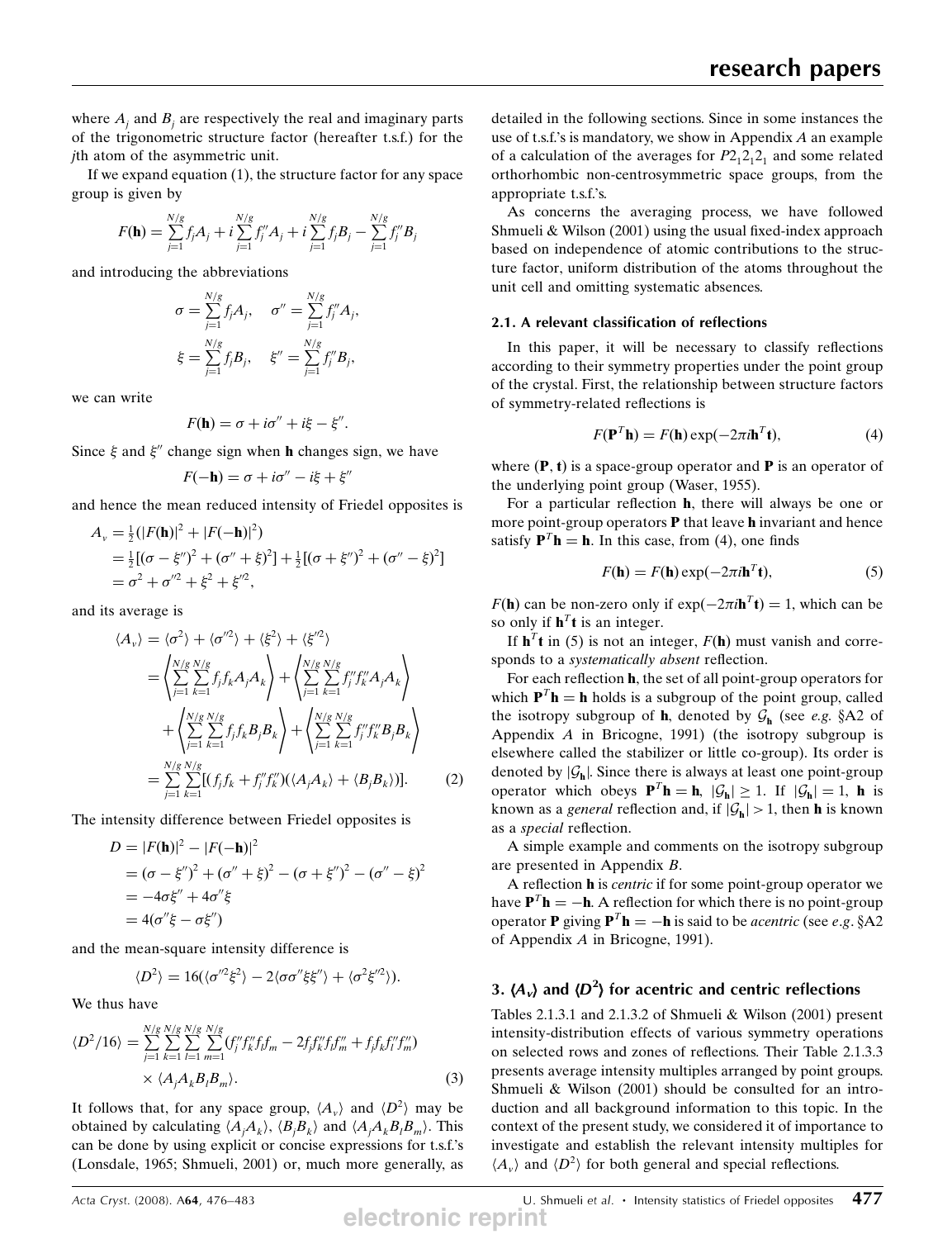where $A_j$ and $B_j$ are respectively the real and imaginary parts of the trigonometric structure factor (hereafter t.s.f.) for the $j$th atom of the asymmetric unit.

If we expand equation (1), the structure factor for any space group is given by

$$F(\mathbf{h}) = \sum_{j=1}^{N/g} f_j A_j + i \sum_{j=1}^{N/g} f_j'' A_j + i \sum_{j=1}^{N/g} f_j B_j - \sum_{j=1}^{N/g} f_j'' B_j$$

and introducing the abbreviations

$$\sigma = \sum_{j=1}^{N/g} f_j A_j, \quad \sigma'' = \sum_{j=1}^{N/g} f_j'' A_j,$$

$$\xi = \sum_{j=1}^{N/g} f_j B_j, \quad \xi'' = \sum_{j=1}^{N/g} f_j'' B_j,$$

we can write

$$F(\mathbf{h}) = \sigma + i\sigma'' + i\xi - \xi''.$$

Since $\xi$ and $\xi''$ change sign when $\mathbf{h}$ changes sign, we have

$$F(-\mathbf{h}) = \sigma + i\sigma'' - i\xi + \xi''$$

and hence the mean reduced intensity of Friedel opposites is

$$\begin{aligned} A_v &= \tfrac{1}{2}(|F(\mathbf{h})|^2 + |F(-\mathbf{h})|^2) \\ &= \tfrac{1}{2}[(\sigma - \xi'')^2 + (\sigma'' + \xi)^2] + \tfrac{1}{2}[(\sigma + \xi'')^2 + (\sigma'' - \xi)^2] \\ &= \sigma^2 + \sigma''^2 + \xi^2 + \xi''^2, \end{aligned}$$

and its average is

$$\begin{aligned} \langle A_v \rangle &= \langle \sigma^2 \rangle + \langle \sigma''^2 \rangle + \langle \xi^2 \rangle + \langle \xi''^2 \rangle \\ &= \left\langle \sum_{j=1}^{N/g} \sum_{k=1}^{N/g} f_j f_k A_j A_k \right\rangle + \left\langle \sum_{j=1}^{N/g} \sum_{k=1}^{N/g} f_j'' f_k'' A_j A_k \right\rangle \\ &\quad + \left\langle \sum_{j=1}^{N/g} \sum_{k=1}^{N/g} f_j f_k B_j B_k \right\rangle + \left\langle \sum_{j=1}^{N/g} \sum_{k=1}^{N/g} f_j'' f_k'' B_j B_k \right\rangle \\ &= \sum_{j=1}^{N/g} \sum_{k=1}^{N/g} [(f_j f_k + f_j'' f_k'')(\langle A_j A_k \rangle + \langle B_j B_k \rangle)]. \end{aligned} \tag{2}$$

The intensity difference between Friedel opposites is

$$\begin{aligned} D &= |F(\mathbf{h})|^2 - |F(-\mathbf{h})|^2 \\ &= (\sigma - \xi'')^2 + (\sigma'' + \xi)^2 - (\sigma + \xi'')^2 - (\sigma'' - \xi)^2 \\ &= -4\sigma\xi'' + 4\sigma''\xi \\ &= 4(\sigma''\xi - \sigma\xi'') \end{aligned}$$

and the mean-square intensity difference is

$$\langle D^2 \rangle = 16(\langle \sigma''^2 \xi^2 \rangle - 2\langle \sigma\sigma''\xi\xi'' \rangle + \langle \sigma^2 \xi''^2 \rangle).$$

We thus have

$$\begin{aligned} \langle D^2/16 \rangle &= \sum_{j=1}^{N/g} \sum_{k=1}^{N/g} \sum_{l=1}^{N/g} \sum_{m=1}^{N/g} (f_j'' f_k'' f_l f_m - 2 f_j f_k'' f_l f_m'' + f_j f_k f_l'' f_m'') \\ &\quad \times \langle A_j A_k B_l B_m \rangle. \end{aligned} \tag{3}$$

It follows that, for any space group, $\langle A_v \rangle$ and $\langle D^2 \rangle$ may be obtained by calculating $\langle A_j A_k \rangle$, $\langle B_j B_k \rangle$ and $\langle A_j A_k B_l B_m \rangle$. This can be done by using explicit or concise expressions for t.s.f.'s (Lonsdale, 1965; Shmueli, 2001) or, much more generally, as detailed in the following sections. Since in some instances the use of t.s.f.'s is mandatory, we show in Appendix *A* an example of a calculation of the averages for $P2_12_12_1$ and some related orthorhombic non-centrosymmetric space groups, from the appropriate t.s.f.'s.

As concerns the averaging process, we have followed Shmueli & Wilson (2001) using the usual fixed-index approach based on independence of atomic contributions to the structure factor, uniform distribution of the atoms throughout the unit cell and omitting systematic absences.

### 2.1. A relevant classification of reflections

In this paper, it will be necessary to classify reflections according to their symmetry properties under the point group of the crystal. First, the relationship between structure factors of symmetry-related reflections is

$$F(\mathbf{P}^T\mathbf{h}) = F(\mathbf{h}) \exp(-2\pi i \mathbf{h}^T \mathbf{t}), \tag{4}$$

where $(\mathbf{P}, \mathbf{t})$ is a space-group operator and $\mathbf{P}$ is an operator of the underlying point group (Waser, 1955).

For a particular reflection $\mathbf{h}$, there will always be one or more point-group operators $\mathbf{P}$ that leave $\mathbf{h}$ invariant and hence satisfy $\mathbf{P}^T\mathbf{h} = \mathbf{h}$. In this case, from (4), one finds

$$F(\mathbf{h}) = F(\mathbf{h}) \exp(-2\pi i \mathbf{h}^T \mathbf{t}), \tag{5}$$

$F(\mathbf{h})$ can be non-zero only if $\exp(-2\pi i \mathbf{h}^T \mathbf{t}) = 1$, which can be so only if $\mathbf{h}^T\mathbf{t}$ is an integer.

If $\mathbf{h}^T\mathbf{t}$ in (5) is not an integer, $F(\mathbf{h})$ must vanish and corresponds to a *systematically absent* reflection.

For each reflection $\mathbf{h}$, the set of all point-group operators for which $\mathbf{P}^T\mathbf{h} = \mathbf{h}$ holds is a subgroup of the point group, called the isotropy subgroup of $\mathbf{h}$, denoted by $\mathcal{G}_{\mathbf{h}}$ (see *e.g.* §A2 of Appendix *A* in Bricogne, 1991) (the isotropy subgroup is elsewhere called the stabilizer or little co-group). Its order is denoted by $|\mathcal{G}_{\mathbf{h}}|$. Since there is always at least one point-group operator which obeys $\mathbf{P}^T\mathbf{h} = \mathbf{h}$, $|\mathcal{G}_{\mathbf{h}}| \geq 1$. If $|\mathcal{G}_{\mathbf{h}}| = 1$, $\mathbf{h}$ is known as a *general* reflection and, if $|\mathcal{G}_{\mathbf{h}}| > 1$, then $\mathbf{h}$ is known as a *special* reflection.

A simple example and comments on the isotropy subgroup are presented in Appendix *B*.

A reflection $\mathbf{h}$ is *centric* if for some point-group operator we have $\mathbf{P}^T\mathbf{h} = -\mathbf{h}$. A reflection for which there is no point-group operator $\mathbf{P}$ giving $\mathbf{P}^T\mathbf{h} = -\mathbf{h}$ is said to be *acentric* (see *e.g.* §A2 of Appendix *A* in Bricogne, 1991).

## 3. $\langle A_v \rangle$ and $\langle D^2 \rangle$ for acentric and centric reflections

Tables 2.1.3.1 and 2.1.3.2 of Shmueli & Wilson (2001) present intensity-distribution effects of various symmetry operations on selected rows and zones of reflections. Their Table 2.1.3.3 presents average intensity multiples arranged by point groups. Shmueli & Wilson (2001) should be consulted for an introduction and all background information to this topic. In the context of the present study, we considered it of importance to investigate and establish the relevant intensity multiples for $\langle A_v \rangle$ and $\langle D^2 \rangle$ for both general and special reflections.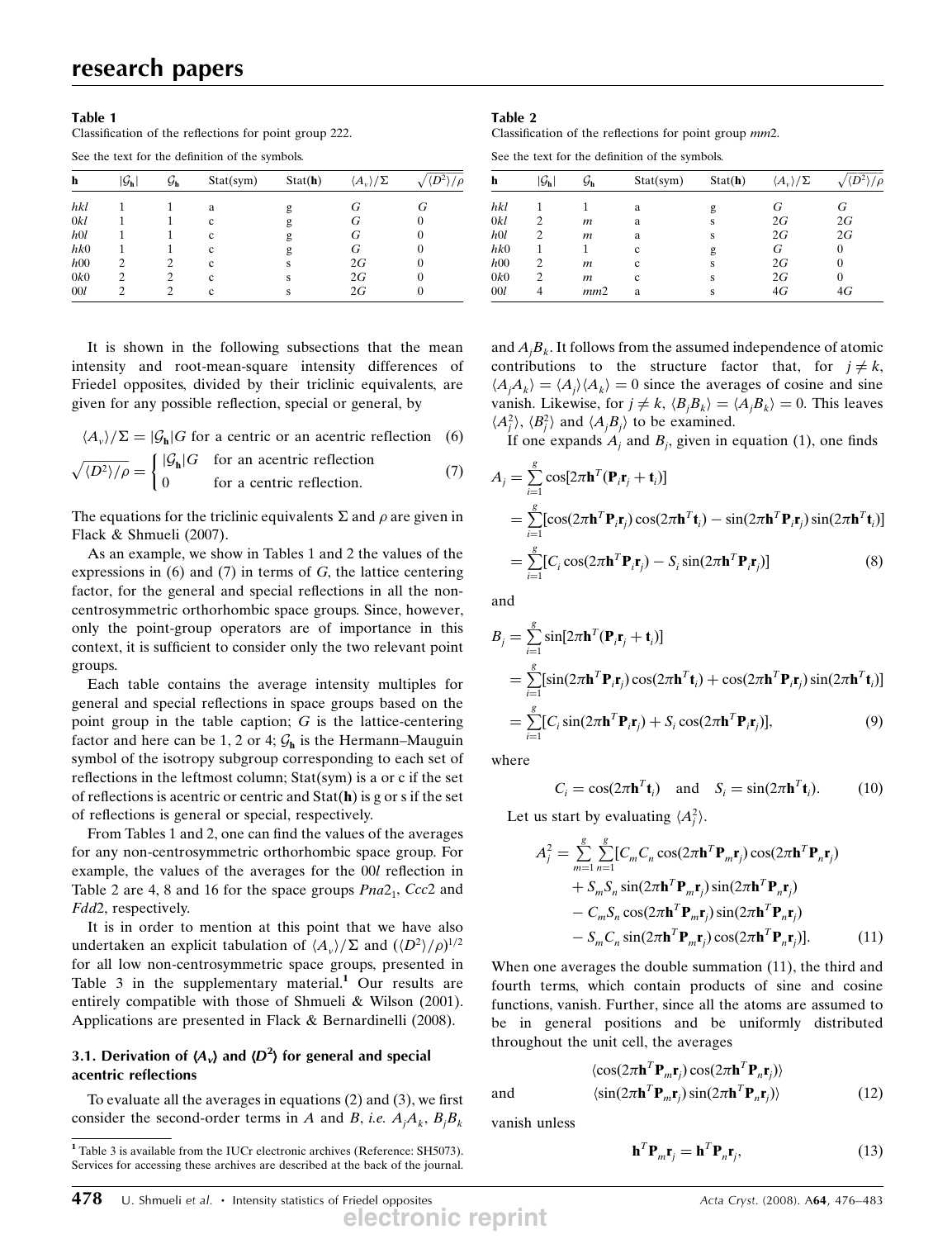**Table 1**
Classification of the reflections for point group 222.

See the text for the definition of the symbols.

| $\mathbf{h}$ | $\lvert\mathcal{G}_{\mathbf{h}}\rvert$ | $\mathcal{G}_{\mathbf{h}}$ | Stat(sym) | Stat($\mathbf{h}$) | $\langle A_v\rangle/\Sigma$ | $\sqrt{\langle D^2\rangle/\rho}$ |
|---|---|---|---|---|---|---|
| $hkl$ | 1 | 1 | a | g | $G$ | $G$ |
| $0kl$ | 1 | 1 | c | g | $G$ | 0 |
| $h0l$ | 1 | 1 | c | g | $G$ | 0 |
| $hk0$ | 1 | 1 | c | g | $G$ | 0 |
| $h00$ | 2 | 2 | c | s | $2G$ | 0 |
| $0k0$ | 2 | 2 | c | s | $2G$ | 0 |
| $00l$ | 2 | 2 | c | s | $2G$ | 0 |

**Table 2**
Classification of the reflections for point group $mm2$.

See the text for the definition of the symbols.

| $\mathbf{h}$ | $\lvert\mathcal{G}_{\mathbf{h}}\rvert$ | $\mathcal{G}_{\mathbf{h}}$ | Stat(sym) | Stat($\mathbf{h}$) | $\langle A_v\rangle/\Sigma$ | $\sqrt{\langle D^2\rangle/\rho}$ |
|---|---|---|---|---|---|---|
| $hkl$ | 1 | 1 | a | g | $G$ | $G$ |
| $0kl$ | 2 | $m$ | a | s | $2G$ | $2G$ |
| $h0l$ | 2 | $m$ | a | s | $2G$ | $2G$ |
| $hk0$ | 1 | 1 | c | g | $G$ | 0 |
| $h00$ | 2 | $m$ | c | s | $2G$ | 0 |
| $0k0$ | 2 | $m$ | c | s | $2G$ | 0 |
| $00l$ | 4 | $mm2$ | a | s | $4G$ | $4G$ |

It is shown in the following subsections that the mean intensity and root-mean-square intensity differences of Friedel opposites, divided by their triclinic equivalents, are given for any possible reflection, special or general, by

$$\langle A_v\rangle/\Sigma = |\mathcal{G}_{\mathbf{h}}|G \text{ for a centric or an acentric reflection} \quad (6)$$

$$\sqrt{\langle D^2\rangle/\rho} = \begin{cases} |\mathcal{G}_{\mathbf{h}}|G & \text{for an acentric reflection} \\ 0 & \text{for a centric reflection.} \end{cases} \quad (7)$$

The equations for the triclinic equivalents $\Sigma$ and $\rho$ are given in Flack & Shmueli (2007).

As an example, we show in Tables 1 and 2 the values of the expressions in (6) and (7) in terms of $G$, the lattice centering factor, for the general and special reflections in all the non-centrosymmetric orthorhombic space groups. Since, however, only the point-group operators are of importance in this context, it is sufficient to consider only the two relevant point groups.

Each table contains the average intensity multiples for general and special reflections in space groups based on the point group in the table caption; $G$ is the lattice-centering factor and here can be 1, 2 or 4; $\mathcal{G}_{\mathbf{h}}$ is the Hermann–Mauguin symbol of the isotropy subgroup corresponding to each set of reflections in the leftmost column; Stat(sym) is a or c if the set of reflections is acentric or centric and Stat($\mathbf{h}$) is g or s if the set of reflections is general or special, respectively.

From Tables 1 and 2, one can find the values of the averages for any non-centrosymmetric orthorhombic space group. For example, the values of the averages for the $00l$ reflection in Table 2 are 4, 8 and 16 for the space groups $Pna2_1$, $Ccc2$ and $Fdd2$, respectively.

It is in order to mention at this point that we have also undertaken an explicit tabulation of $\langle A_v\rangle/\Sigma$ and $(\langle D^2\rangle/\rho)^{1/2}$ for all low non-centrosymmetric space groups, presented in Table 3 in the supplementary material.[1] Our results are entirely compatible with those of Shmueli & Wilson (2001). Applications are presented in Flack & Bernardinelli (2008).

### 3.1. Derivation of $\langle A_v\rangle$ and $\langle D^2\rangle$ for general and special acentric reflections

To evaluate all the averages in equations (2) and (3), we first consider the second-order terms in $A$ and $B$, *i.e.* $A_jA_k$, $B_jB_k$ and $A_jB_k$. It follows from the assumed independence of atomic contributions to the structure factor that, for $j \neq k$, $\langle A_jA_k\rangle = \langle A_j\rangle\langle A_k\rangle = 0$ since the averages of cosine and sine vanish. Likewise, for $j \neq k$, $\langle B_jB_k\rangle = \langle A_jB_k\rangle = 0$. This leaves $\langle A_j^2\rangle$, $\langle B_j^2\rangle$ and $\langle A_jB_j\rangle$ to be examined.

If one expands $A_j$ and $B_j$, given in equation (1), one finds

$$\begin{aligned} A_j &= \sum_{i=1}^{g} \cos[2\pi\mathbf{h}^T(\mathbf{P}_i\mathbf{r}_j + \mathbf{t}_i)] \\ &= \sum_{i=1}^{g} [\cos(2\pi\mathbf{h}^T\mathbf{P}_i\mathbf{r}_j)\cos(2\pi\mathbf{h}^T\mathbf{t}_i) - \sin(2\pi\mathbf{h}^T\mathbf{P}_i\mathbf{r}_j)\sin(2\pi\mathbf{h}^T\mathbf{t}_i)] \\ &= \sum_{i=1}^{g} [C_i\cos(2\pi\mathbf{h}^T\mathbf{P}_i\mathbf{r}_j) - S_i\sin(2\pi\mathbf{h}^T\mathbf{P}_i\mathbf{r}_j)] \end{aligned} \quad (8)$$

and

$$\begin{aligned} B_j &= \sum_{i=1}^{g} \sin[2\pi\mathbf{h}^T(\mathbf{P}_i\mathbf{r}_j + \mathbf{t}_i)] \\ &= \sum_{i=1}^{g} [\sin(2\pi\mathbf{h}^T\mathbf{P}_i\mathbf{r}_j)\cos(2\pi\mathbf{h}^T\mathbf{t}_i) + \cos(2\pi\mathbf{h}^T\mathbf{P}_i\mathbf{r}_j)\sin(2\pi\mathbf{h}^T\mathbf{t}_i)] \\ &= \sum_{i=1}^{g} [C_i\sin(2\pi\mathbf{h}^T\mathbf{P}_i\mathbf{r}_j) + S_i\cos(2\pi\mathbf{h}^T\mathbf{P}_i\mathbf{r}_j)], \end{aligned} \quad (9)$$

where

$$C_i = \cos(2\pi\mathbf{h}^T\mathbf{t}_i) \quad \text{and} \quad S_i = \sin(2\pi\mathbf{h}^T\mathbf{t}_i). \quad (10)$$

Let us start by evaluating $\langle A_j^2\rangle$.

$$\begin{aligned} A_j^2 = \sum_{m=1}^{g}\sum_{n=1}^{g} [&C_mC_n\cos(2\pi\mathbf{h}^T\mathbf{P}_m\mathbf{r}_j)\cos(2\pi\mathbf{h}^T\mathbf{P}_n\mathbf{r}_j) \\ &+ S_mS_n\sin(2\pi\mathbf{h}^T\mathbf{P}_m\mathbf{r}_j)\sin(2\pi\mathbf{h}^T\mathbf{P}_n\mathbf{r}_j) \\ &- C_mS_n\cos(2\pi\mathbf{h}^T\mathbf{P}_m\mathbf{r}_j)\sin(2\pi\mathbf{h}^T\mathbf{P}_n\mathbf{r}_j) \\ &- S_mC_n\sin(2\pi\mathbf{h}^T\mathbf{P}_m\mathbf{r}_j)\cos(2\pi\mathbf{h}^T\mathbf{P}_n\mathbf{r}_j)]. \end{aligned} \quad (11)$$

When one averages the double summation (11), the third and fourth terms, which contain products of sine and cosine functions, vanish. Further, since all the atoms are assumed to be in general positions and be uniformly distributed throughout the unit cell, the averages

$$\langle\cos(2\pi\mathbf{h}^T\mathbf{P}_m\mathbf{r}_j)\cos(2\pi\mathbf{h}^T\mathbf{P}_n\mathbf{r}_j)\rangle$$

and

$$\langle\sin(2\pi\mathbf{h}^T\mathbf{P}_m\mathbf{r}_j)\sin(2\pi\mathbf{h}^T\mathbf{P}_n\mathbf{r}_j)\rangle \quad (12)$$

vanish unless

$$\mathbf{h}^T\mathbf{P}_m\mathbf{r}_j = \mathbf{h}^T\mathbf{P}_n\mathbf{r}_j, \quad (13)$$

---

[1] Table 3 is available from the IUCr electronic archives (Reference: SH5073). Services for accessing these archives are described at the back of the journal.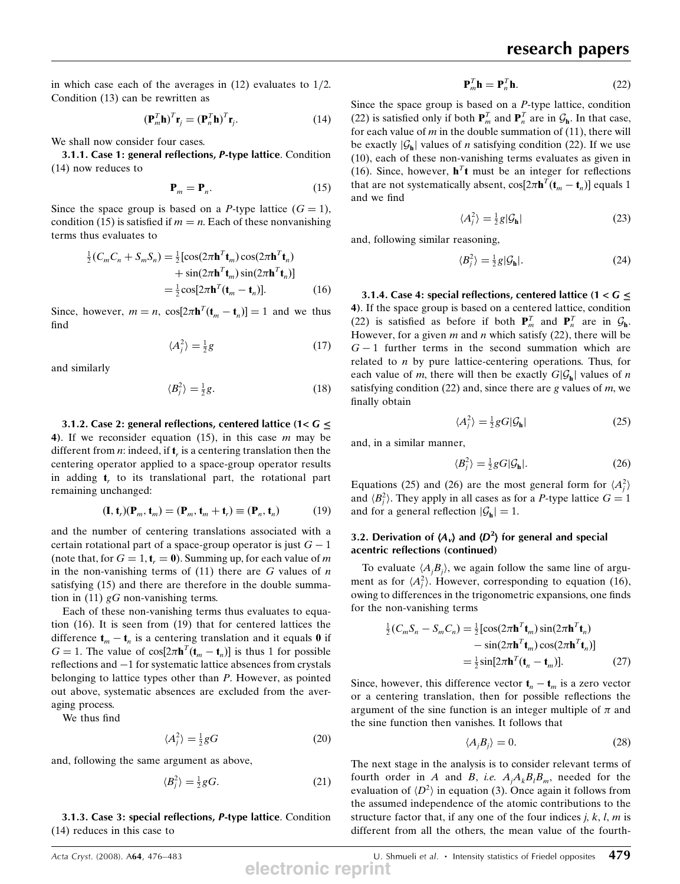in which case each of the averages in (12) evaluates to 1/2. Condition (13) can be rewritten as

$$(\mathbf{P}_m^T \mathbf{h})^T \mathbf{r}_j = (\mathbf{P}_n^T \mathbf{h})^T \mathbf{r}_j. \tag{14}$$

We shall now consider four cases.

#### 3.1.1. Case 1: general reflections, *P*-type lattice.

Condition (14) now reduces to

$$\mathbf{P}_m = \mathbf{P}_n. \tag{15}$$

Since the space group is based on a *P*-type lattice ($G = 1$), condition (15) is satisfied if $m = n$. Each of these nonvanishing terms thus evaluates to

$$\begin{aligned}\tfrac{1}{2}(C_m C_n + S_m S_n) &= \tfrac{1}{2}[\cos(2\pi\mathbf{h}^T\mathbf{t}_m)\cos(2\pi\mathbf{h}^T\mathbf{t}_n) \\ &\quad + \sin(2\pi\mathbf{h}^T\mathbf{t}_m)\sin(2\pi\mathbf{h}^T\mathbf{t}_n)] \\ &= \tfrac{1}{2}\cos[2\pi\mathbf{h}^T(\mathbf{t}_m - \mathbf{t}_n)]. \end{aligned} \tag{16}$$

Since, however, $m = n$, $\cos[2\pi\mathbf{h}^T(\mathbf{t}_m - \mathbf{t}_n)] = 1$ and we thus find

$$\langle A_j^2 \rangle = \tfrac{1}{2} g \tag{17}$$

and similarly

$$\langle B_j^2 \rangle = \tfrac{1}{2} g. \tag{18}$$

#### 3.1.2. Case 2: general reflections, centered lattice ($1 < G \leq 4$).

If we reconsider equation (15), in this case $m$ may be different from $n$: indeed, if $\mathbf{t}_r$ is a centering translation then the centering operator applied to a space-group operator results in adding $\mathbf{t}_r$ to its translational part, the rotational part remaining unchanged:

$$(\mathbf{I}, \mathbf{t}_r)(\mathbf{P}_m, \mathbf{t}_m) = (\mathbf{P}_m, \mathbf{t}_m + \mathbf{t}_r) \equiv (\mathbf{P}_n, \mathbf{t}_n) \tag{19}$$

and the number of centering translations associated with a certain rotational part of a space-group operator is just $G - 1$ (note that, for $G = 1$, $\mathbf{t}_r = \mathbf{0}$). Summing up, for each value of $m$ in the non-vanishing terms of (11) there are $G$ values of $n$ satisfying (15) and there are therefore in the double summation in (11) $gG$ non-vanishing terms.

Each of these non-vanishing terms thus evaluates to equation (16). It is seen from (19) that for centered lattices the difference $\mathbf{t}_m - \mathbf{t}_n$ is a centering translation and it equals $\mathbf{0}$ if $G = 1$. The value of $\cos[2\pi\mathbf{h}^T(\mathbf{t}_m - \mathbf{t}_n)]$ is thus 1 for possible reflections and $-1$ for systematic lattice absences from crystals belonging to lattice types other than *P*. However, as pointed out above, systematic absences are excluded from the averaging process.

We thus find

$$\langle A_j^2 \rangle = \tfrac{1}{2} gG \tag{20}$$

and, following the same argument as above,

$$\langle B_j^2 \rangle = \tfrac{1}{2} gG. \tag{21}$$

#### 3.1.3. Case 3: special reflections, *P*-type lattice.

Condition (14) reduces in this case to

$$\mathbf{P}_m^T \mathbf{h} = \mathbf{P}_n^T \mathbf{h}. \tag{22}$$

Since the space group is based on a *P*-type lattice, condition (22) is satisfied only if both $\mathbf{P}_m^T$ and $\mathbf{P}_n^T$ are in $\mathcal{G}_\mathbf{h}$. In that case, for each value of $m$ in the double summation of (11), there will be exactly $|\mathcal{G}_\mathbf{h}|$ values of $n$ satisfying condition (22). If we use (10), each of these non-vanishing terms evaluates as given in (16). Since, however, $\mathbf{h}^T\mathbf{t}$ must be an integer for reflections that are not systematically absent, $\cos[2\pi\mathbf{h}^T(\mathbf{t}_m - \mathbf{t}_n)]$ equals 1 and we find

$$\langle A_j^2 \rangle = \tfrac{1}{2} g |\mathcal{G}_\mathbf{h}| \tag{23}$$

and, following similar reasoning,

$$\langle B_j^2 \rangle = \tfrac{1}{2} g |\mathcal{G}_\mathbf{h}|. \tag{24}$$

#### 3.1.4. Case 4: special reflections, centered lattice ($1 < G \leq 4$).

If the space group is based on a centered lattice, condition (22) is satisfied as before if both $\mathbf{P}_m^T$ and $\mathbf{P}_n^T$ are in $\mathcal{G}_\mathbf{h}$. However, for a given $m$ and $n$ which satisfy (22), there will be $G - 1$ further terms in the second summation which are related to $n$ by pure lattice-centering operations. Thus, for each value of $m$, there will then be exactly $G|\mathcal{G}_\mathbf{h}|$ values of $n$ satisfying condition (22) and, since there are $g$ values of $m$, we finally obtain

$$\langle A_j^2 \rangle = \tfrac{1}{2} gG |\mathcal{G}_\mathbf{h}| \tag{25}$$

and, in a similar manner,

$$\langle B_j^2 \rangle = \tfrac{1}{2} gG |\mathcal{G}_\mathbf{h}|. \tag{26}$$

Equations (25) and (26) are the most general form for $\langle A_j^2 \rangle$ and $\langle B_j^2 \rangle$. They apply in all cases as for a *P*-type lattice $G = 1$ and for a general reflection $|\mathcal{G}_\mathbf{h}| = 1$.

### 3.2. Derivation of $\langle A_v \rangle$ and $\langle D^2 \rangle$ for general and special acentric reflections (continued)

To evaluate $\langle A_j B_j \rangle$, we again follow the same line of argument as for $\langle A_j^2 \rangle$. However, corresponding to equation (16), owing to differences in the trigonometric expansions, one finds for the non-vanishing terms

$$\begin{aligned}\tfrac{1}{2}(C_m S_n - S_m C_n) &= \tfrac{1}{2}[\cos(2\pi\mathbf{h}^T\mathbf{t}_m)\sin(2\pi\mathbf{h}^T\mathbf{t}_n) \\ &\quad - \sin(2\pi\mathbf{h}^T\mathbf{t}_m)\cos(2\pi\mathbf{h}^T\mathbf{t}_n)] \\ &= \tfrac{1}{2}\sin[2\pi\mathbf{h}^T(\mathbf{t}_n - \mathbf{t}_m)]. \end{aligned} \tag{27}$$

Since, however, this difference vector $\mathbf{t}_n - \mathbf{t}_m$ is a zero vector or a centering translation, then for possible reflections the argument of the sine function is an integer multiple of $\pi$ and the sine function then vanishes. It follows that

$$\langle A_j B_j \rangle = 0. \tag{28}$$

The next stage in the analysis is to consider relevant terms of fourth order in $A$ and $B$, *i.e.* $A_j A_k B_l B_m$, needed for the evaluation of $\langle D^2 \rangle$ in equation (3). Once again it follows from the assumed independence of the atomic contributions to the structure factor that, if any one of the four indices $j$, $k$, $l$, $m$ is different from all the others, the mean value of the fourth-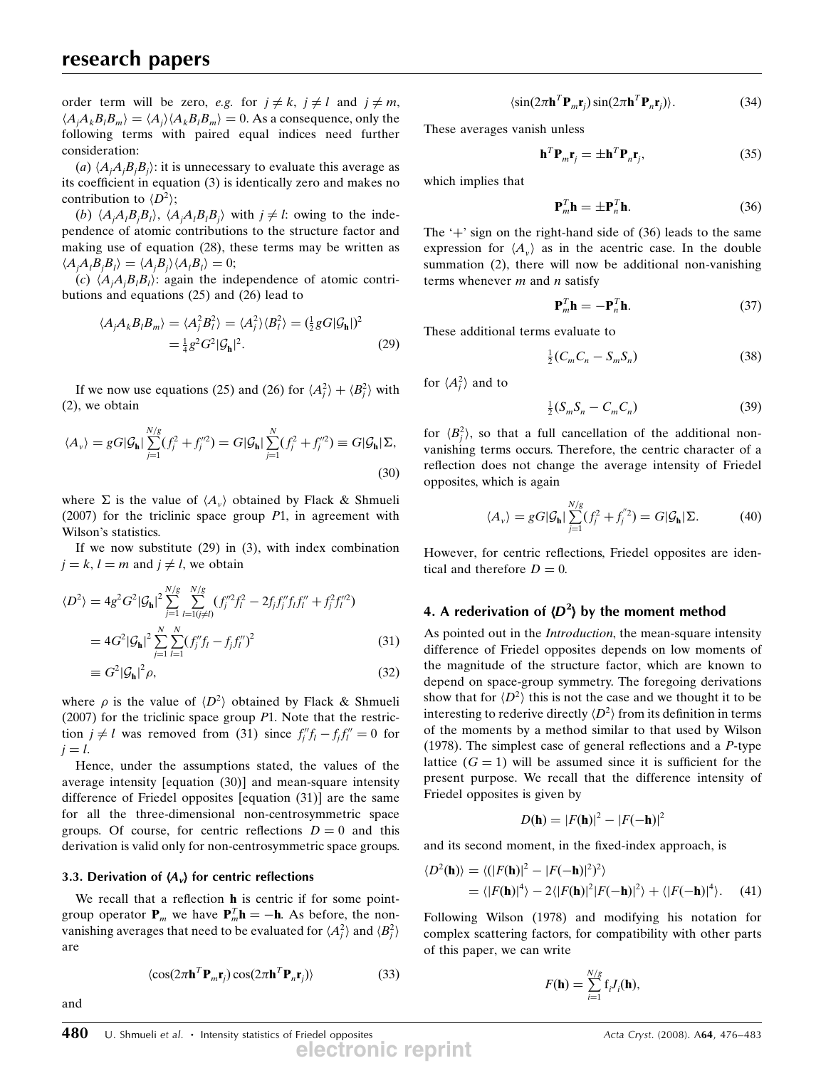order term will be zero, *e.g.* for $j \neq k$, $j \neq l$ and $j \neq m$, $\langle A_j A_k B_l B_m \rangle = \langle A_j \rangle \langle A_k B_l B_m \rangle = 0$. As a consequence, only the following terms with paired equal indices need further consideration:

(*a*) $\langle A_j A_j B_j B_j \rangle$: it is unnecessary to evaluate this average as its coefficient in equation (3) is identically zero and makes no contribution to $\langle D^2 \rangle$;

(*b*) $\langle A_j A_l B_j B_l \rangle$, $\langle A_j A_l B_l B_j \rangle$ with $j \neq l$: owing to the independence of atomic contributions to the structure factor and making use of equation (28), these terms may be written as $\langle A_j A_l B_j B_l \rangle = \langle A_j B_j \rangle \langle A_l B_l \rangle = 0$;

(*c*) $\langle A_j A_j B_l B_l \rangle$: again the independence of atomic contributions and equations (25) and (26) lead to

$$\langle A_j A_k B_l B_m \rangle = \langle A_j^2 B_l^2 \rangle = \langle A_j^2 \rangle \langle B_l^2 \rangle = (\tfrac{1}{2} g G |\mathcal{G}_\mathbf{h}|)^2 = \tfrac{1}{4} g^2 G^2 |\mathcal{G}_\mathbf{h}|^2. \tag{29}$$

If we now use equations (25) and (26) for $\langle A_j^2 \rangle + \langle B_j^2 \rangle$ with (2), we obtain

$$\langle A_v \rangle = gG|\mathcal{G}_\mathbf{h}| \sum_{j=1}^{N/g} (f_j^2 + f_j''^2) = G|\mathcal{G}_\mathbf{h}| \sum_{j=1}^{N} (f_j^2 + f_j''^2) \equiv G|\mathcal{G}_\mathbf{h}|\Sigma, \tag{30}$$

where $\Sigma$ is the value of $\langle A_v \rangle$ obtained by Flack & Shmueli (2007) for the triclinic space group $P1$, in agreement with Wilson's statistics.

If we now substitute (29) in (3), with index combination $j = k$, $l = m$ and $j \neq l$, we obtain

$$\begin{aligned}
\langle D^2 \rangle &= 4g^2 G^2 |\mathcal{G}_\mathbf{h}|^2 \sum_{j=1}^{N/g} \sum_{l=1(j\neq l)}^{N/g} (f_j''^2 f_l^2 - 2 f_j f_j'' f_l f_l'' + f_j^2 f_l''^2) \\
&= 4G^2 |\mathcal{G}_\mathbf{h}|^2 \sum_{j=1}^{N} \sum_{l=1}^{N} (f_j'' f_l - f_j f_l'')^2 \qquad (31) \\
&\equiv G^2 |\mathcal{G}_\mathbf{h}|^2 \rho, \qquad (32)
\end{aligned}$$

where $\rho$ is the value of $\langle D^2 \rangle$ obtained by Flack & Shmueli (2007) for the triclinic space group $P1$. Note that the restriction $j \neq l$ was removed from (31) since $f_j'' f_l - f_j f_l'' = 0$ for $j = l$.

Hence, under the assumptions stated, the values of the average intensity [equation (30)] and mean-square intensity difference of Friedel opposites [equation (31)] are the same for all the three-dimensional non-centrosymmetric space groups. Of course, for centric reflections $D = 0$ and this derivation is valid only for non-centrosymmetric space groups.

### 3.3. Derivation of $\langle A_v \rangle$ for centric reflections

We recall that a reflection $\mathbf{h}$ is centric if for some point-group operator $\mathbf{P}_m$ we have $\mathbf{P}_m^T \mathbf{h} = -\mathbf{h}$. As before, the non-vanishing averages that need to be evaluated for $\langle A_j^2 \rangle$ and $\langle B_j^2 \rangle$ are

$$\langle \cos(2\pi \mathbf{h}^T \mathbf{P}_m \mathbf{r}_j) \cos(2\pi \mathbf{h}^T \mathbf{P}_n \mathbf{r}_j) \rangle \tag{33}$$

and

$$\langle \sin(2\pi \mathbf{h}^T \mathbf{P}_m \mathbf{r}_j) \sin(2\pi \mathbf{h}^T \mathbf{P}_n \mathbf{r}_j) \rangle. \tag{34}$$

These averages vanish unless

$$\mathbf{h}^T \mathbf{P}_m \mathbf{r}_j = \pm \mathbf{h}^T \mathbf{P}_n \mathbf{r}_j, \tag{35}$$

which implies that

$$\mathbf{P}_m^T \mathbf{h} = \pm \mathbf{P}_n^T \mathbf{h}. \tag{36}$$

The '+' sign on the right-hand side of (36) leads to the same expression for $\langle A_v \rangle$ as in the acentric case. In the double summation (2), there will now be additional non-vanishing terms whenever $m$ and $n$ satisfy

$$\mathbf{P}_m^T \mathbf{h} = -\mathbf{P}_n^T \mathbf{h}. \tag{37}$$

These additional terms evaluate to

$$\tfrac{1}{2}(C_m C_n - S_m S_n) \tag{38}$$

for $\langle A_j^2 \rangle$ and to

$$\tfrac{1}{2}(S_m S_n - C_m C_n) \tag{39}$$

for $\langle B_j^2 \rangle$, so that a full cancellation of the additional non-vanishing terms occurs. Therefore, the centric character of a reflection does not change the average intensity of Friedel opposites, which is again

$$\langle A_v \rangle = gG|\mathcal{G}_\mathbf{h}| \sum_{j=1}^{N/g} (f_j^2 + f_j''^2) = G|\mathcal{G}_\mathbf{h}|\Sigma. \tag{40}$$

However, for centric reflections, Friedel opposites are identical and therefore $D = 0$.

## 4. A rederivation of $\langle D^2 \rangle$ by the moment method

As pointed out in the *Introduction*, the mean-square intensity difference of Friedel opposites depends on low moments of the magnitude of the structure factor, which are known to depend on space-group symmetry. The foregoing derivations show that for $\langle D^2 \rangle$ this is not the case and we thought it to be interesting to rederive directly $\langle D^2 \rangle$ from its definition in terms of the moments by a method similar to that used by Wilson (1978). The simplest case of general reflections and a $P$-type lattice ($G = 1$) will be assumed since it is sufficient for the present purpose. We recall that the difference intensity of Friedel opposites is given by

$$D(\mathbf{h}) = |F(\mathbf{h})|^2 - |F(-\mathbf{h})|^2$$

and its second moment, in the fixed-index approach, is

$$\begin{aligned}
\langle D^2(\mathbf{h}) \rangle &= \langle (|F(\mathbf{h})|^2 - |F(-\mathbf{h})|^2)^2 \rangle \\
&= \langle |F(\mathbf{h})|^4 \rangle - 2\langle |F(\mathbf{h})|^2 |F(-\mathbf{h})|^2 \rangle + \langle |F(-\mathbf{h})|^4 \rangle. \qquad (41)
\end{aligned}$$

Following Wilson (1978) and modifying his notation for complex scattering factors, for compatibility with other parts of this paper, we can write

$$F(\mathbf{h}) = \sum_{i=1}^{N/g} \mathrm{f}_i J_i(\mathbf{h}),$$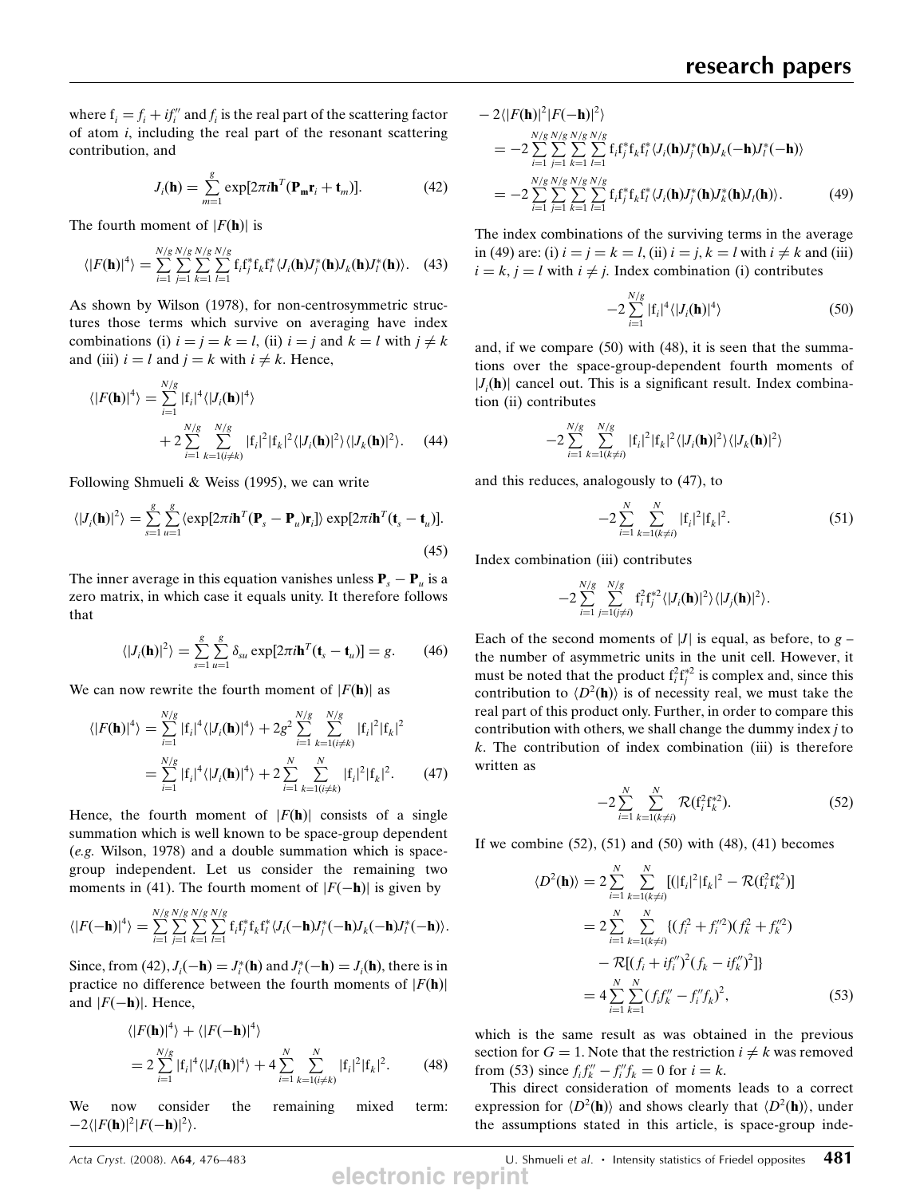where $\mathrm{f}_i = f_i + if_i''$ and $f_i$ is the real part of the scattering factor of atom $i$, including the real part of the resonant scattering contribution, and

$$J_i(\mathbf{h}) = \sum_{m=1}^{g} \exp[2\pi i \mathbf{h}^T(\mathbf{P_m}\mathbf{r}_i + \mathbf{t}_m)]. \tag{42}$$

The fourth moment of $|F(\mathbf{h})|$ is

$$\langle |F(\mathbf{h})|^4 \rangle = \sum_{i=1}^{N/g}\sum_{j=1}^{N/g}\sum_{k=1}^{N/g}\sum_{l=1}^{N/g} \mathrm{f}_i\mathrm{f}_j^*\mathrm{f}_k\mathrm{f}_l^* \langle J_i(\mathbf{h})J_j^*(\mathbf{h})J_k(\mathbf{h})J_l^*(\mathbf{h})\rangle. \tag{43}$$

As shown by Wilson (1978), for non-centrosymmetric structures those terms which survive on averaging have index combinations (i) $i = j = k = l$, (ii) $i = j$ and $k = l$ with $j \neq k$ and (iii) $i = l$ and $j = k$ with $i \neq k$. Hence,

$$\langle |F(\mathbf{h})|^4 \rangle = \sum_{i=1}^{N/g} |\mathrm{f}_i|^4 \langle |J_i(\mathbf{h})|^4 \rangle + 2\sum_{i=1}^{N/g}\sum_{k=1(i\neq k)}^{N/g} |\mathrm{f}_i|^2|\mathrm{f}_k|^2 \langle |J_i(\mathbf{h})|^2\rangle\langle |J_k(\mathbf{h})|^2\rangle. \tag{44}$$

Following Shmueli & Weiss (1995), we can write

$$\langle |J_i(\mathbf{h})|^2 \rangle = \sum_{s=1}^{g}\sum_{u=1}^{g} \langle \exp[2\pi i \mathbf{h}^T(\mathbf{P}_s - \mathbf{P}_u)\mathbf{r}_i]\rangle \exp[2\pi i \mathbf{h}^T(\mathbf{t}_s - \mathbf{t}_u)]. \tag{45}$$

The inner average in this equation vanishes unless $\mathbf{P}_s - \mathbf{P}_u$ is a zero matrix, in which case it equals unity. It therefore follows that

$$\langle |J_i(\mathbf{h})|^2 \rangle = \sum_{s=1}^{g}\sum_{u=1}^{g} \delta_{su} \exp[2\pi i \mathbf{h}^T(\mathbf{t}_s - \mathbf{t}_u)] = g. \tag{46}$$

We can now rewrite the fourth moment of $|F(\mathbf{h})|$ as

$$\begin{aligned}\langle |F(\mathbf{h})|^4 \rangle &= \sum_{i=1}^{N/g} |\mathrm{f}_i|^4 \langle |J_i(\mathbf{h})|^4 \rangle + 2g^2\sum_{i=1}^{N/g}\sum_{k=1(i\neq k)}^{N/g} |\mathrm{f}_i|^2|\mathrm{f}_k|^2 \\ &= \sum_{i=1}^{N/g} |\mathrm{f}_i|^4 \langle |J_i(\mathbf{h})|^4 \rangle + 2\sum_{i=1}^{N}\sum_{k=1(i\neq k)}^{N} |\mathrm{f}_i|^2|\mathrm{f}_k|^2. \end{aligned}\tag{47}$$

Hence, the fourth moment of $|F(\mathbf{h})|$ consists of a single summation which is well known to be space-group dependent (*e.g.* Wilson, 1978) and a double summation which is space-group independent. Let us consider the remaining two moments in (41). The fourth moment of $|F(-\mathbf{h})|$ is given by

$$\langle |F(-\mathbf{h})|^4 \rangle = \sum_{i=1}^{N/g}\sum_{j=1}^{N/g}\sum_{k=1}^{N/g}\sum_{l=1}^{N/g} \mathrm{f}_i\mathrm{f}_j^*\mathrm{f}_k\mathrm{f}_l^* \langle J_i(-\mathbf{h})J_j^*(-\mathbf{h})J_k(-\mathbf{h})J_l^*(-\mathbf{h})\rangle.$$

Since, from (42), $J_i(-\mathbf{h}) = J_i^*(\mathbf{h})$ and $J_i^*(-\mathbf{h}) = J_i(\mathbf{h})$, there is in practice no difference between the fourth moments of $|F(\mathbf{h})|$ and $|F(-\mathbf{h})|$. Hence,

$$\langle |F(\mathbf{h})|^4 \rangle + \langle |F(-\mathbf{h})|^4 \rangle = 2\sum_{i=1}^{N/g} |\mathrm{f}_i|^4 \langle |J_i(\mathbf{h})|^4 \rangle + 4\sum_{i=1}^{N}\sum_{k=1(i\neq k)}^{N} |\mathrm{f}_i|^2|\mathrm{f}_k|^2. \tag{48}$$

We now consider the remaining mixed term: $-2\langle |F(\mathbf{h})|^2|F(-\mathbf{h})|^2\rangle$.

$$\begin{aligned}-2\langle |F(\mathbf{h})|^2|F(-\mathbf{h})|^2\rangle &= -2\sum_{i=1}^{N/g}\sum_{j=1}^{N/g}\sum_{k=1}^{N/g}\sum_{l=1}^{N/g} \mathrm{f}_i\mathrm{f}_j^*\mathrm{f}_k\mathrm{f}_l^* \langle J_i(\mathbf{h})J_j^*(\mathbf{h})J_k(-\mathbf{h})J_l^*(-\mathbf{h})\rangle \\ &= -2\sum_{i=1}^{N/g}\sum_{j=1}^{N/g}\sum_{k=1}^{N/g}\sum_{l=1}^{N/g} \mathrm{f}_i\mathrm{f}_j^*\mathrm{f}_k\mathrm{f}_l^* \langle J_i(\mathbf{h})J_j^*(\mathbf{h})J_k^*(\mathbf{h})J_l(\mathbf{h})\rangle. \end{aligned}\tag{49}$$

The index combinations of the surviving terms in the average in (49) are: (i) $i = j = k = l$, (ii) $i = j$, $k = l$ with $i \neq k$ and (iii) $i = k$, $j = l$ with $i \neq j$. Index combination (i) contributes

$$-2\sum_{i=1}^{N/g} |\mathrm{f}_i|^4 \langle |J_i(\mathbf{h})|^4 \rangle \tag{50}$$

and, if we compare (50) with (48), it is seen that the summations over the space-group-dependent fourth moments of $|J_i(\mathbf{h})|$ cancel out. This is a significant result. Index combination (ii) contributes

$$-2\sum_{i=1}^{N/g}\sum_{k=1(k\neq i)}^{N/g} |\mathrm{f}_i|^2|\mathrm{f}_k|^2 \langle |J_i(\mathbf{h})|^2\rangle\langle |J_k(\mathbf{h})|^2\rangle$$

and this reduces, analogously to (47), to

$$-2\sum_{i=1}^{N}\sum_{k=1(k\neq i)}^{N} |\mathrm{f}_i|^2|\mathrm{f}_k|^2. \tag{51}$$

Index combination (iii) contributes

$$-2\sum_{i=1}^{N/g}\sum_{j=1(j\neq i)}^{N/g} \mathrm{f}_i^2\mathrm{f}_j^{*2} \langle |J_i(\mathbf{h})|^2\rangle\langle |J_j(\mathbf{h})|^2\rangle.$$

Each of the second moments of $|J|$ is equal, as before, to $g$ – the number of asymmetric units in the unit cell. However, it must be noted that the product $\mathrm{f}_i^2\mathrm{f}_j^{*2}$ is complex and, since this contribution to $\langle D^2(\mathbf{h})\rangle$ is of necessity real, we must take the real part of this product only. Further, in order to compare this contribution with others, we shall change the dummy index $j$ to $k$. The contribution of index combination (iii) is therefore written as

$$-2\sum_{i=1}^{N}\sum_{k=1(k\neq i)}^{N} \mathcal{R}(\mathrm{f}_i^2\mathrm{f}_k^{*2}). \tag{52}$$

If we combine (52), (51) and (50) with (48), (41) becomes

$$\begin{aligned}\langle D^2(\mathbf{h})\rangle &= 2\sum_{i=1}^{N}\sum_{k=1(k\neq i)}^{N} [(|\mathrm{f}_i|^2|\mathrm{f}_k|^2 - \mathcal{R}(\mathrm{f}_i^2\mathrm{f}_k^{*2})] \\ &= 2\sum_{i=1}^{N}\sum_{k=1(k\neq i)}^{N} \{(f_i^2 + f_i''^2)(f_k^2 + f_k''^2) - \mathcal{R}[(f_i + if_i'')^2(f_k - if_k'')^2]\} \\ &= 4\sum_{i=1}^{N}\sum_{k=1}^{N} (f_i f_k'' - f_i'' f_k)^2, \end{aligned}\tag{53}$$

which is the same result as was obtained in the previous section for $G = 1$. Note that the restriction $i \neq k$ was removed from (53) since $f_i f_k'' - f_i'' f_k = 0$ for $i = k$.

This direct consideration of moments leads to a correct expression for $\langle D^2(\mathbf{h})\rangle$ and shows clearly that $\langle D^2(\mathbf{h})\rangle$, under the assumptions stated in this article, is space-group inde-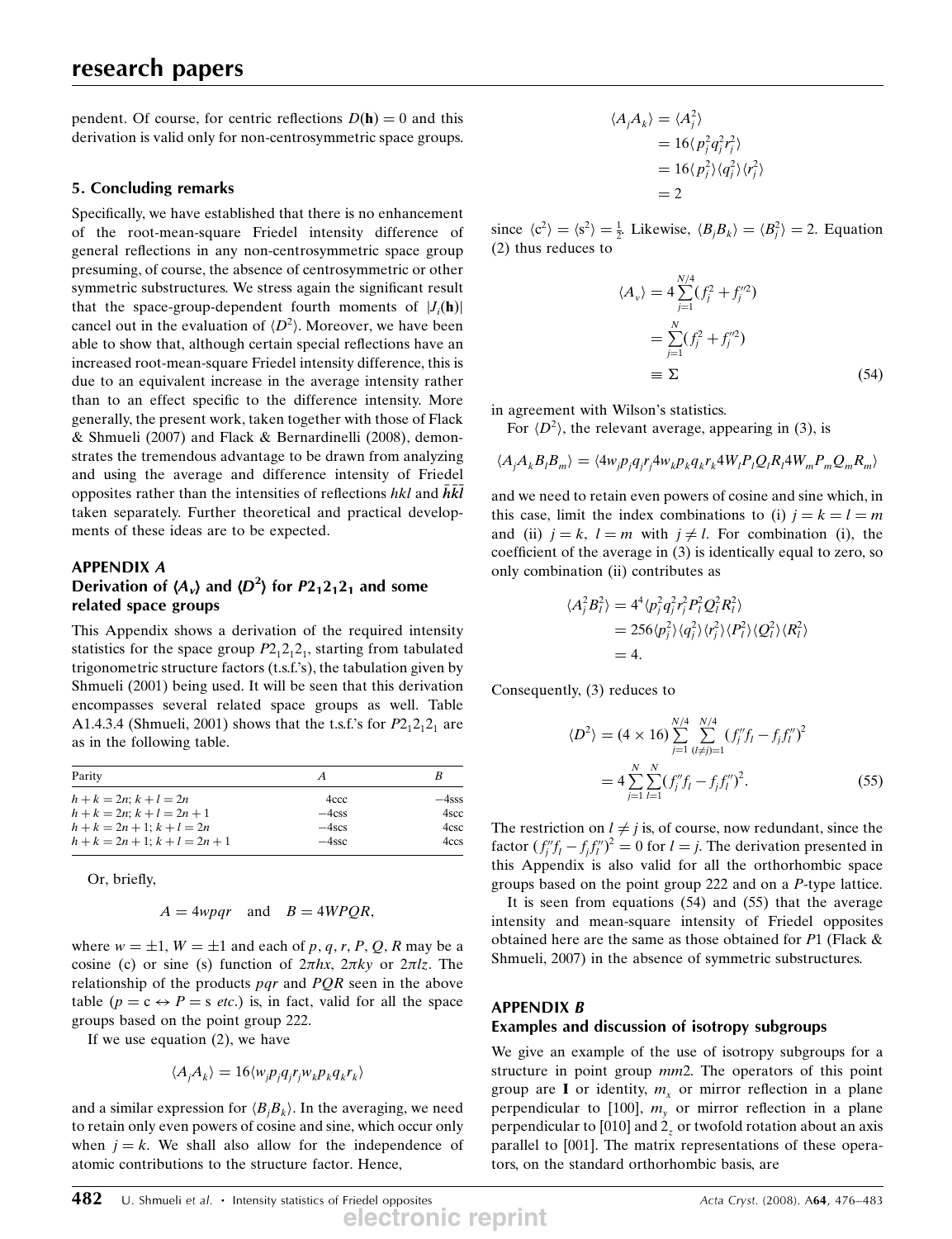pendent. Of course, for centric reflections $D(\mathbf{h}) = 0$ and this derivation is valid only for non-centrosymmetric space groups.

## 5. Concluding remarks

Specifically, we have established that there is no enhancement of the root-mean-square Friedel intensity difference of general reflections in any non-centrosymmetric space group presuming, of course, the absence of centrosymmetric or other symmetric substructures. We stress again the significant result that the space-group-dependent fourth moments of $|J_i(\mathbf{h})|$ cancel out in the evaluation of $\langle D^2 \rangle$. Moreover, we have been able to show that, although certain special reflections have an increased root-mean-square Friedel intensity difference, this is due to an equivalent increase in the average intensity rather than to an effect specific to the difference intensity. More generally, the present work, taken together with those of Flack & Shmueli (2007) and Flack & Bernardinelli (2008), demonstrates the tremendous advantage to be drawn from analyzing and using the average and difference intensity of Friedel opposites rather than the intensities of reflections *hkl* and $\bar{h}\bar{k}\bar{l}$ taken separately. Further theoretical and practical developments of these ideas are to be expected.

## APPENDIX A
### Derivation of $\langle A_v \rangle$ and $\langle D^2 \rangle$ for $P2_12_12_1$ and some related space groups

This Appendix shows a derivation of the required intensity statistics for the space group $P2_12_12_1$, starting from tabulated trigonometric structure factors (t.s.f.'s), the tabulation given by Shmueli (2001) being used. It will be seen that this derivation encompasses several related space groups as well. Table A1.4.3.4 (Shmueli, 2001) shows that the t.s.f.'s for $P2_12_12_1$ are as in the following table.

| Parity | $A$ | $B$ |
|---|---|---|
| $h+k=2n;\ k+l=2n$ | 4ccc | −4sss |
| $h+k=2n;\ k+l=2n+1$ | −4css | 4scc |
| $h+k=2n+1;\ k+l=2n$ | −4scs | 4csc |
| $h+k=2n+1;\ k+l=2n+1$ | −4ssc | 4ccs |

Or, briefly,

$$A = 4wpqr \quad \text{and} \quad B = 4WPQR,$$

where $w = \pm 1$, $W = \pm 1$ and each of $p, q, r, P, Q, R$ may be a cosine (c) or sine (s) function of $2\pi hx$, $2\pi ky$ or $2\pi lz$. The relationship of the products $pqr$ and $PQR$ seen in the above table ($p = \mathrm{c} \leftrightarrow P = \mathrm{s}$ *etc.*) is, in fact, valid for all the space groups based on the point group 222.

If we use equation (2), we have

$$\langle A_j A_k \rangle = 16 \langle w_j p_j q_j r_j w_k p_k q_k r_k \rangle$$

and a similar expression for $\langle B_j B_k \rangle$. In the averaging, we need to retain only even powers of cosine and sine, which occur only when $j = k$. We shall also allow for the independence of atomic contributions to the structure factor. Hence,

$$\begin{aligned}\langle A_j A_k \rangle &= \langle A_j^2 \rangle \\ &= 16 \langle p_j^2 q_j^2 r_j^2 \rangle \\ &= 16 \langle p_j^2 \rangle \langle q_j^2 \rangle \langle r_j^2 \rangle \\ &= 2\end{aligned}$$

since $\langle \mathrm{c}^2 \rangle = \langle \mathrm{s}^2 \rangle = \frac{1}{2}$. Likewise, $\langle B_j B_k \rangle = \langle B_j^2 \rangle = 2$. Equation (2) thus reduces to

$$\begin{aligned}\langle A_v \rangle &= 4 \sum_{j=1}^{N/4} (f_j^2 + f_j''^2) \\ &= \sum_{j=1}^{N} (f_j^2 + f_j''^2) \\ &\equiv \Sigma \end{aligned} \tag{54}$$

in agreement with Wilson's statistics.

For $\langle D^2 \rangle$, the relevant average, appearing in (3), is

$$\langle A_j A_k B_l B_m \rangle = \langle 4 w_j p_j q_j r_j 4 w_k p_k q_k r_k 4 W_l P_l Q_l R_l 4 W_m P_m Q_m R_m \rangle$$

and we need to retain even powers of cosine and sine which, in this case, limit the index combinations to (i) $j = k = l = m$ and (ii) $j = k$, $l = m$ with $j \neq l$. For combination (i), the coefficient of the average in (3) is identically equal to zero, so only combination (ii) contributes as

$$\begin{aligned}\langle A_j^2 B_l^2 \rangle &= 4^4 \langle p_j^2 q_j^2 r_j^2 P_l^2 Q_l^2 R_l^2 \rangle \\ &= 256 \langle p_j^2 \rangle \langle q_j^2 \rangle \langle r_j^2 \rangle \langle P_l^2 \rangle \langle Q_l^2 \rangle \langle R_l^2 \rangle \\ &= 4.\end{aligned}$$

Consequently, (3) reduces to

$$\begin{aligned}\langle D^2 \rangle &= (4 \times 16) \sum_{j=1}^{N/4} \sum_{(l \neq j)=1}^{N/4} (f_j'' f_l - f_j f_l'')^2 \\ &= 4 \sum_{j=1}^{N} \sum_{l=1}^{N} (f_j'' f_l - f_j f_l'')^2. \end{aligned} \tag{55}$$

The restriction on $l \neq j$ is, of course, now redundant, since the factor $(f_j'' f_l - f_j f_l'')^2 = 0$ for $l = j$. The derivation presented in this Appendix is also valid for all the orthorhombic space groups based on the point group 222 and on a *P*-type lattice.

It is seen from equations (54) and (55) that the average intensity and mean-square intensity of Friedel opposites obtained here are the same as those obtained for $P1$ (Flack & Shmueli, 2007) in the absence of symmetric substructures.

## APPENDIX B
### Examples and discussion of isotropy subgroups

We give an example of the use of isotropy subgroups for a structure in point group *mm*2. The operators of this point group are $\mathbf{I}$ or identity, $m_x$ or mirror reflection in a plane perpendicular to [100], $m_y$ or mirror reflection in a plane perpendicular to [010] and $2_z$ or twofold rotation about an axis parallel to [001]. The matrix representations of these operators, on the standard orthorhombic basis, are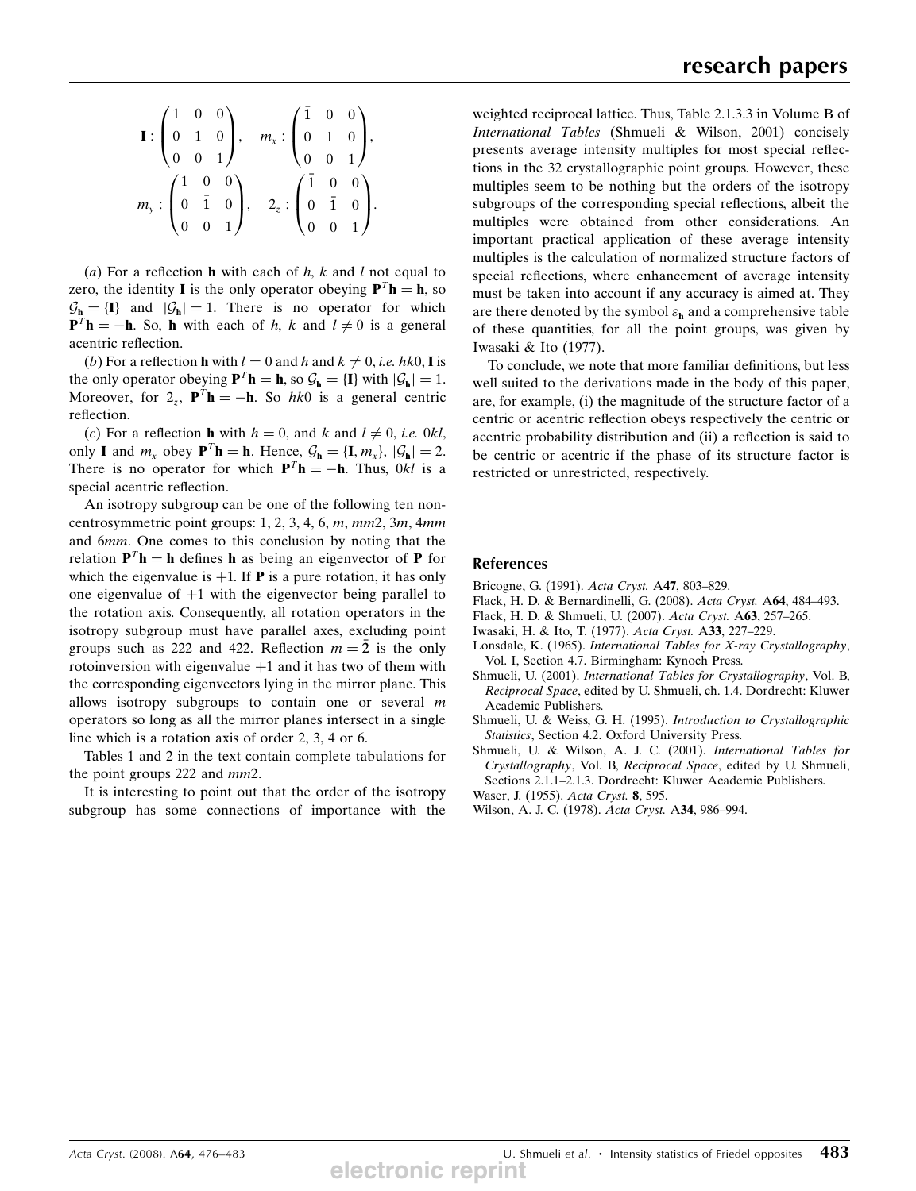$$\mathbf{I}:\begin{pmatrix}1&0&0\\0&1&0\\0&0&1\end{pmatrix},\quad m_x:\begin{pmatrix}\bar{1}&0&0\\0&1&0\\0&0&1\end{pmatrix},$$

$$m_y:\begin{pmatrix}1&0&0\\0&\bar{1}&0\\0&0&1\end{pmatrix},\quad 2_z:\begin{pmatrix}\bar{1}&0&0\\0&\bar{1}&0\\0&0&1\end{pmatrix}.$$

(*a*) For a reflection $\mathbf{h}$ with each of $h$, $k$ and $l$ not equal to zero, the identity $\mathbf{I}$ is the only operator obeying $\mathbf{P}^T\mathbf{h} = \mathbf{h}$, so $\mathcal{G}_\mathbf{h} = \{\mathbf{I}\}$ and $|\mathcal{G}_\mathbf{h}| = 1$. There is no operator for which $\mathbf{P}^T\mathbf{h} = -\mathbf{h}$. So, $\mathbf{h}$ with each of $h$, $k$ and $l \neq 0$ is a general acentric reflection.

(*b*) For a reflection $\mathbf{h}$ with $l = 0$ and $h$ and $k \neq 0$, *i.e.* $hk0$, $\mathbf{I}$ is the only operator obeying $\mathbf{P}^T\mathbf{h} = \mathbf{h}$, so $\mathcal{G}_\mathbf{h} = \{\mathbf{I}\}$ with $|\mathcal{G}_\mathbf{h}| = 1$. Moreover, for $2_z$, $\mathbf{P}^T\mathbf{h} = -\mathbf{h}$. So $hk0$ is a general centric reflection.

(*c*) For a reflection $\mathbf{h}$ with $h = 0$, and $k$ and $l \neq 0$, *i.e.* $0kl$, only $\mathbf{I}$ and $m_x$ obey $\mathbf{P}^T\mathbf{h} = \mathbf{h}$. Hence, $\mathcal{G}_\mathbf{h} = \{\mathbf{I}, m_x\}$, $|\mathcal{G}_\mathbf{h}| = 2$. There is no operator for which $\mathbf{P}^T\mathbf{h} = -\mathbf{h}$. Thus, $0kl$ is a special acentric reflection.

An isotropy subgroup can be one of the following ten non-centrosymmetric point groups: 1, 2, 3, 4, 6, *m*, *mm*2, 3*m*, 4*mm* and 6*mm*. One comes to this conclusion by noting that the relation $\mathbf{P}^T\mathbf{h} = \mathbf{h}$ defines $\mathbf{h}$ as being an eigenvector of $\mathbf{P}$ for which the eigenvalue is +1. If $\mathbf{P}$ is a pure rotation, it has only one eigenvalue of +1 with the eigenvector being parallel to the rotation axis. Consequently, all rotation operators in the isotropy subgroup must have parallel axes, excluding point groups such as 222 and 422. Reflection $m = \bar{2}$ is the only rotoinversion with eigenvalue +1 and it has two of them with the corresponding eigenvectors lying in the mirror plane. This allows isotropy subgroups to contain one or several $m$ operators so long as all the mirror planes intersect in a single line which is a rotation axis of order 2, 3, 4 or 6.

Tables 1 and 2 in the text contain complete tabulations for the point groups 222 and *mm*2.

It is interesting to point out that the order of the isotropy subgroup has some connections of importance with the weighted reciprocal lattice. Thus, Table 2.1.3.3 in Volume B of *International Tables* (Shmueli & Wilson, 2001) concisely presents average intensity multiples for most special reflections in the 32 crystallographic point groups. However, these multiples seem to be nothing but the orders of the isotropy subgroups of the corresponding special reflections, albeit the multiples were obtained from other considerations. An important practical application of these average intensity multiples is the calculation of normalized structure factors of special reflections, where enhancement of average intensity must be taken into account if any accuracy is aimed at. They are there denoted by the symbol $\varepsilon_\mathbf{h}$ and a comprehensive table of these quantities, for all the point groups, was given by Iwasaki & Ito (1977).

To conclude, we note that more familiar definitions, but less well suited to the derivations made in the body of this paper, are, for example, (i) the magnitude of the structure factor of a centric or acentric reflection obeys respectively the centric or acentric probability distribution and (ii) a reflection is said to be centric or acentric if the phase of its structure factor is restricted or unrestricted, respectively.

## References

Bricogne, G. (1991). *Acta Cryst.* A**47**, 803–829.

Flack, H. D. & Bernardinelli, G. (2008). *Acta Cryst.* A**64**, 484–493.

Flack, H. D. & Shmueli, U. (2007). *Acta Cryst.* A**63**, 257–265.

Iwasaki, H. & Ito, T. (1977). *Acta Cryst.* A**33**, 227–229.

Lonsdale, K. (1965). *International Tables for X-ray Crystallography*, Vol. I, Section 4.7. Birmingham: Kynoch Press.

Shmueli, U. (2001). *International Tables for Crystallography*, Vol. B, *Reciprocal Space*, edited by U. Shmueli, ch. 1.4. Dordrecht: Kluwer Academic Publishers.

Shmueli, U. & Weiss, G. H. (1995). *Introduction to Crystallographic Statistics*, Section 4.2. Oxford University Press.

Shmueli, U. & Wilson, A. J. C. (2001). *International Tables for Crystallography*, Vol. B, *Reciprocal Space*, edited by U. Shmueli, Sections 2.1.1–2.1.3. Dordrecht: Kluwer Academic Publishers.

Waser, J. (1955). *Acta Cryst.* **8**, 595.

Wilson, A. J. C. (1978). *Acta Cryst.* A**34**, 986–994.